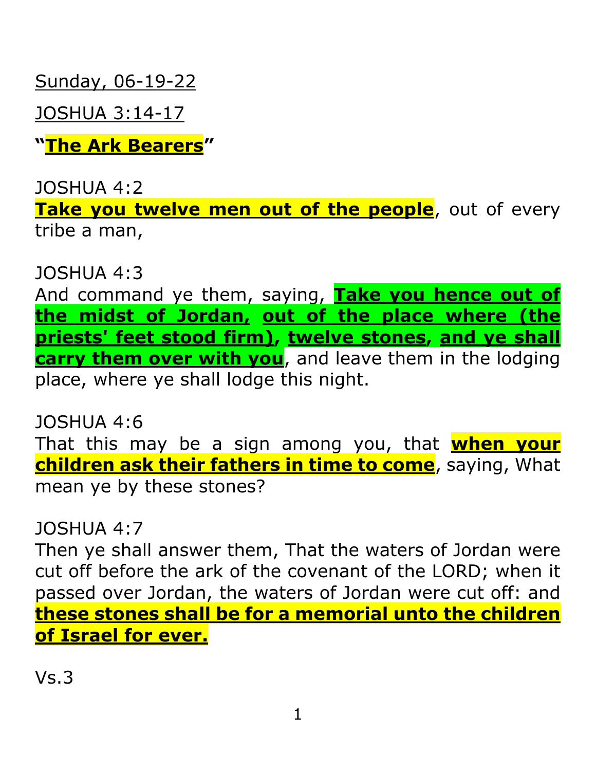Sunday, 06-19-22

JOSHUA 3:14-17

**"The Ark Bearers"**

JOSHUA 4:2
**Take you twelve men out of the people**, out of every tribe a man,

JOSHUA 4:3
And command ye them, saying, **Take you hence out of the midst of Jordan, out of the place where (the priests' feet stood firm), twelve stones, and ye shall carry them over with you**, and leave them in the lodging place, where ye shall lodge this night.

JOSHUA 4:6
That this may be a sign among you, that **when your children ask their fathers in time to come**, saying, What mean ye by these stones?

JOSHUA 4:7
Then ye shall answer them, That the waters of Jordan were cut off before the ark of the covenant of the LORD; when it passed over Jordan, the waters of Jordan were cut off: and **these stones shall be for a memorial unto the children of Israel for ever.**

Vs.3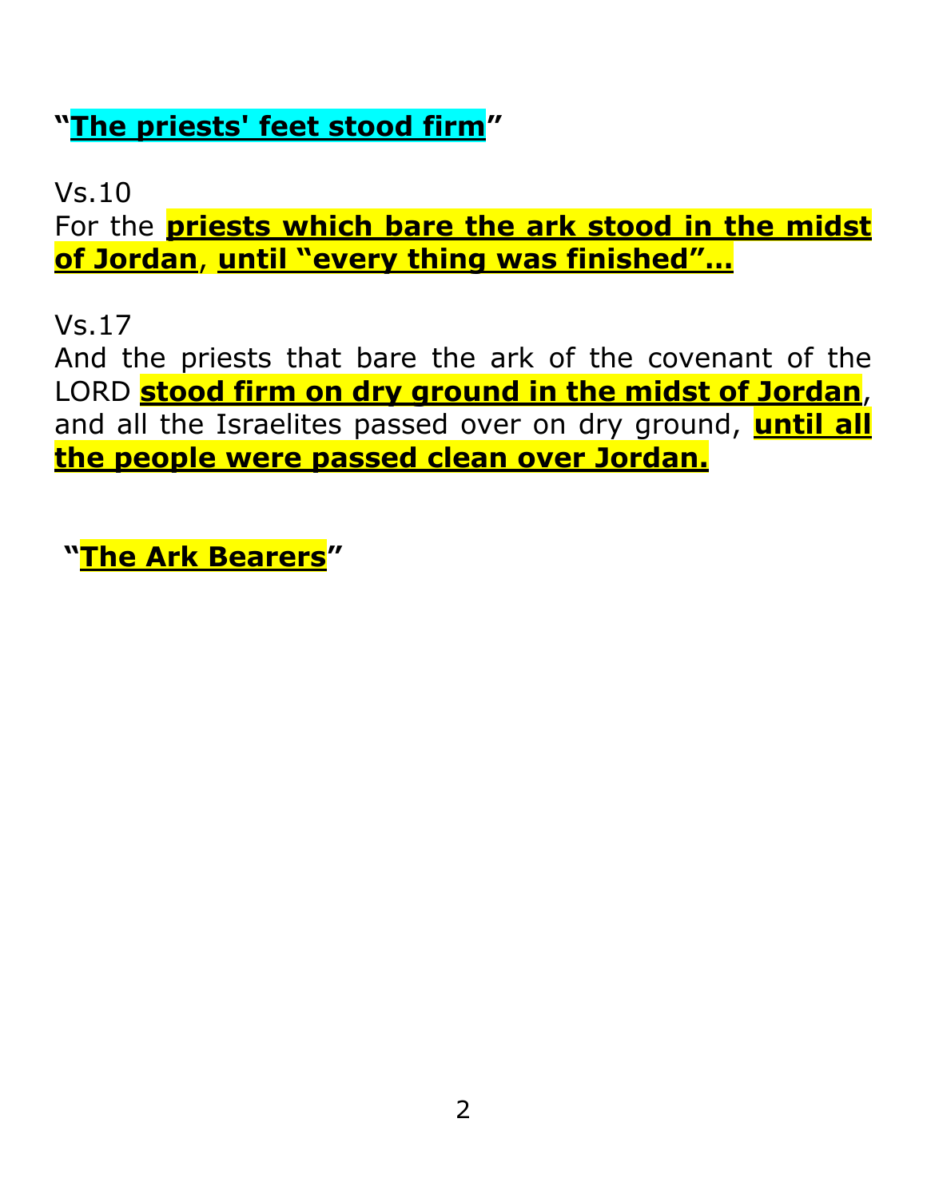**"The priests' feet stood firm"**

Vs.10

For the **priests which bare the ark stood in the midst of Jordan**, **until "every thing was finished"…**

Vs.17

And the priests that bare the ark of the covenant of the LORD **stood firm on dry ground in the midst of Jordan**, and all the Israelites passed over on dry ground, **until all the people were passed clean over Jordan.**

**"The Ark Bearers"**